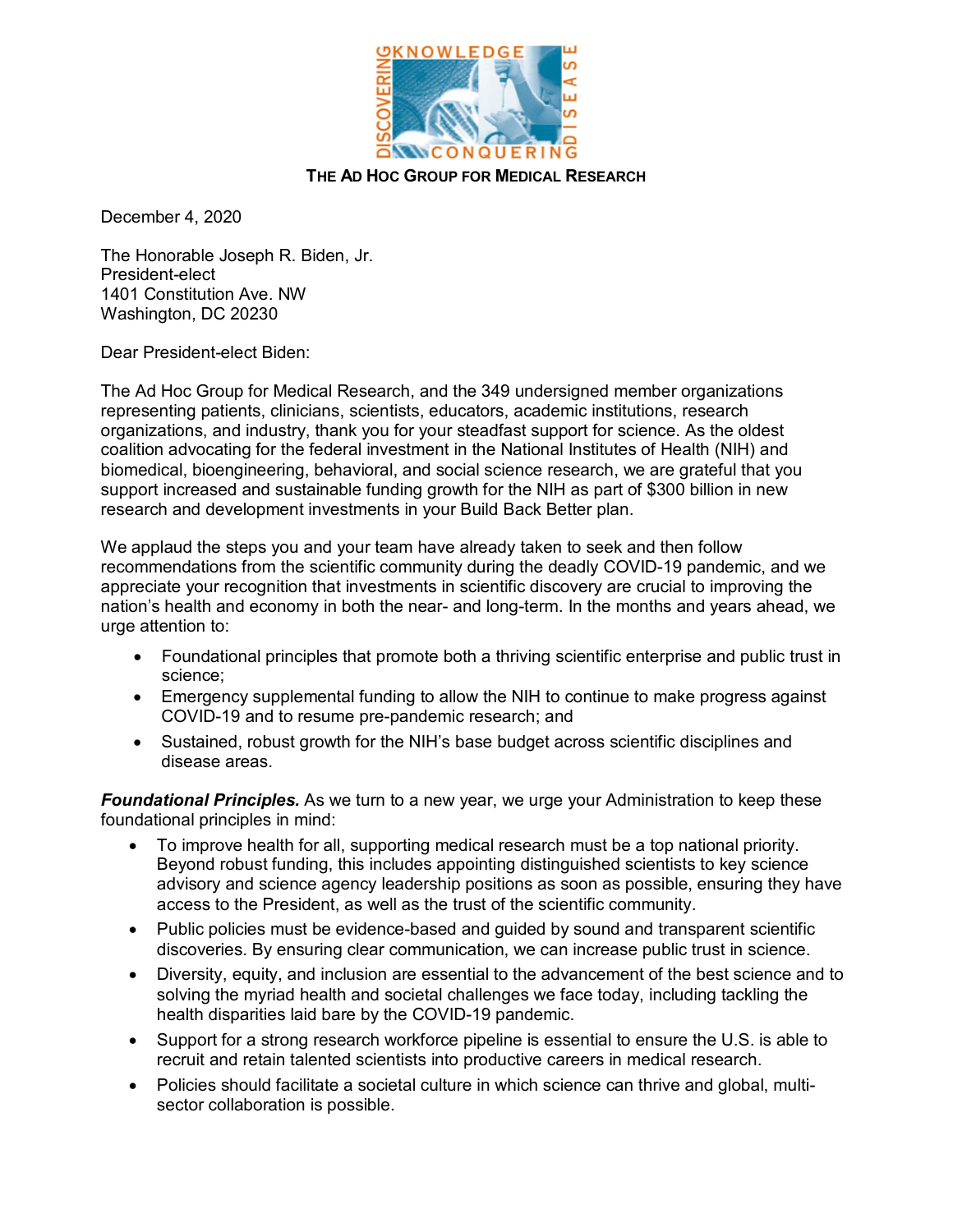**THE AD HOC GROUP FOR MEDICAL RESEARCH**

December 4, 2020

The Honorable Joseph R. Biden, Jr.
President-elect
1401 Constitution Ave. NW
Washington, DC 20230

Dear President-elect Biden:

The Ad Hoc Group for Medical Research, and the 349 undersigned member organizations representing patients, clinicians, scientists, educators, academic institutions, research organizations, and industry, thank you for your steadfast support for science. As the oldest coalition advocating for the federal investment in the National Institutes of Health (NIH) and biomedical, bioengineering, behavioral, and social science research, we are grateful that you support increased and sustainable funding growth for the NIH as part of $300 billion in new research and development investments in your Build Back Better plan.

We applaud the steps you and your team have already taken to seek and then follow recommendations from the scientific community during the deadly COVID-19 pandemic, and we appreciate your recognition that investments in scientific discovery are crucial to improving the nation's health and economy in both the near- and long-term. In the months and years ahead, we urge attention to:

- Foundational principles that promote both a thriving scientific enterprise and public trust in science;
- Emergency supplemental funding to allow the NIH to continue to make progress against COVID-19 and to resume pre-pandemic research; and
- Sustained, robust growth for the NIH's base budget across scientific disciplines and disease areas.

***Foundational Principles.*** As we turn to a new year, we urge your Administration to keep these foundational principles in mind:

- To improve health for all, supporting medical research must be a top national priority. Beyond robust funding, this includes appointing distinguished scientists to key science advisory and science agency leadership positions as soon as possible, ensuring they have access to the President, as well as the trust of the scientific community.
- Public policies must be evidence-based and guided by sound and transparent scientific discoveries. By ensuring clear communication, we can increase public trust in science.
- Diversity, equity, and inclusion are essential to the advancement of the best science and to solving the myriad health and societal challenges we face today, including tackling the health disparities laid bare by the COVID-19 pandemic.
- Support for a strong research workforce pipeline is essential to ensure the U.S. is able to recruit and retain talented scientists into productive careers in medical research.
- Policies should facilitate a societal culture in which science can thrive and global, multi-sector collaboration is possible.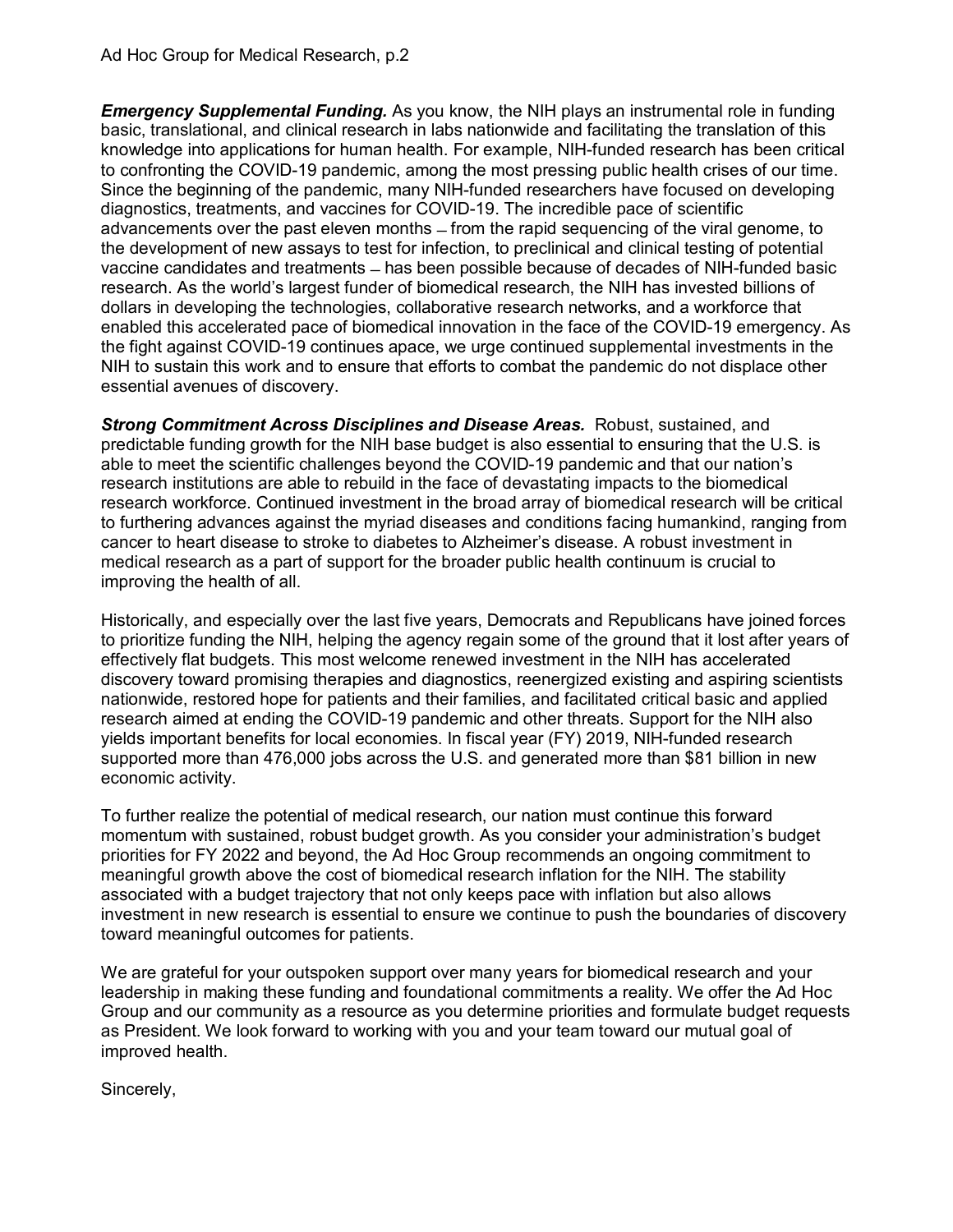***Emergency Supplemental Funding.*** As you know, the NIH plays an instrumental role in funding basic, translational, and clinical research in labs nationwide and facilitating the translation of this knowledge into applications for human health. For example, NIH-funded research has been critical to confronting the COVID-19 pandemic, among the most pressing public health crises of our time. Since the beginning of the pandemic, many NIH-funded researchers have focused on developing diagnostics, treatments, and vaccines for COVID-19. The incredible pace of scientific advancements over the past eleven months – from the rapid sequencing of the viral genome, to the development of new assays to test for infection, to preclinical and clinical testing of potential vaccine candidates and treatments – has been possible because of decades of NIH-funded basic research. As the world's largest funder of biomedical research, the NIH has invested billions of dollars in developing the technologies, collaborative research networks, and a workforce that enabled this accelerated pace of biomedical innovation in the face of the COVID-19 emergency. As the fight against COVID-19 continues apace, we urge continued supplemental investments in the NIH to sustain this work and to ensure that efforts to combat the pandemic do not displace other essential avenues of discovery.

***Strong Commitment Across Disciplines and Disease Areas.*** Robust, sustained, and predictable funding growth for the NIH base budget is also essential to ensuring that the U.S. is able to meet the scientific challenges beyond the COVID-19 pandemic and that our nation's research institutions are able to rebuild in the face of devastating impacts to the biomedical research workforce. Continued investment in the broad array of biomedical research will be critical to furthering advances against the myriad diseases and conditions facing humankind, ranging from cancer to heart disease to stroke to diabetes to Alzheimer's disease. A robust investment in medical research as a part of support for the broader public health continuum is crucial to improving the health of all.

Historically, and especially over the last five years, Democrats and Republicans have joined forces to prioritize funding the NIH, helping the agency regain some of the ground that it lost after years of effectively flat budgets. This most welcome renewed investment in the NIH has accelerated discovery toward promising therapies and diagnostics, reenergized existing and aspiring scientists nationwide, restored hope for patients and their families, and facilitated critical basic and applied research aimed at ending the COVID-19 pandemic and other threats. Support for the NIH also yields important benefits for local economies. In fiscal year (FY) 2019, NIH-funded research supported more than 476,000 jobs across the U.S. and generated more than $81 billion in new economic activity.

To further realize the potential of medical research, our nation must continue this forward momentum with sustained, robust budget growth. As you consider your administration's budget priorities for FY 2022 and beyond, the Ad Hoc Group recommends an ongoing commitment to meaningful growth above the cost of biomedical research inflation for the NIH. The stability associated with a budget trajectory that not only keeps pace with inflation but also allows investment in new research is essential to ensure we continue to push the boundaries of discovery toward meaningful outcomes for patients.

We are grateful for your outspoken support over many years for biomedical research and your leadership in making these funding and foundational commitments a reality. We offer the Ad Hoc Group and our community as a resource as you determine priorities and formulate budget requests as President. We look forward to working with you and your team toward our mutual goal of improved health.

Sincerely,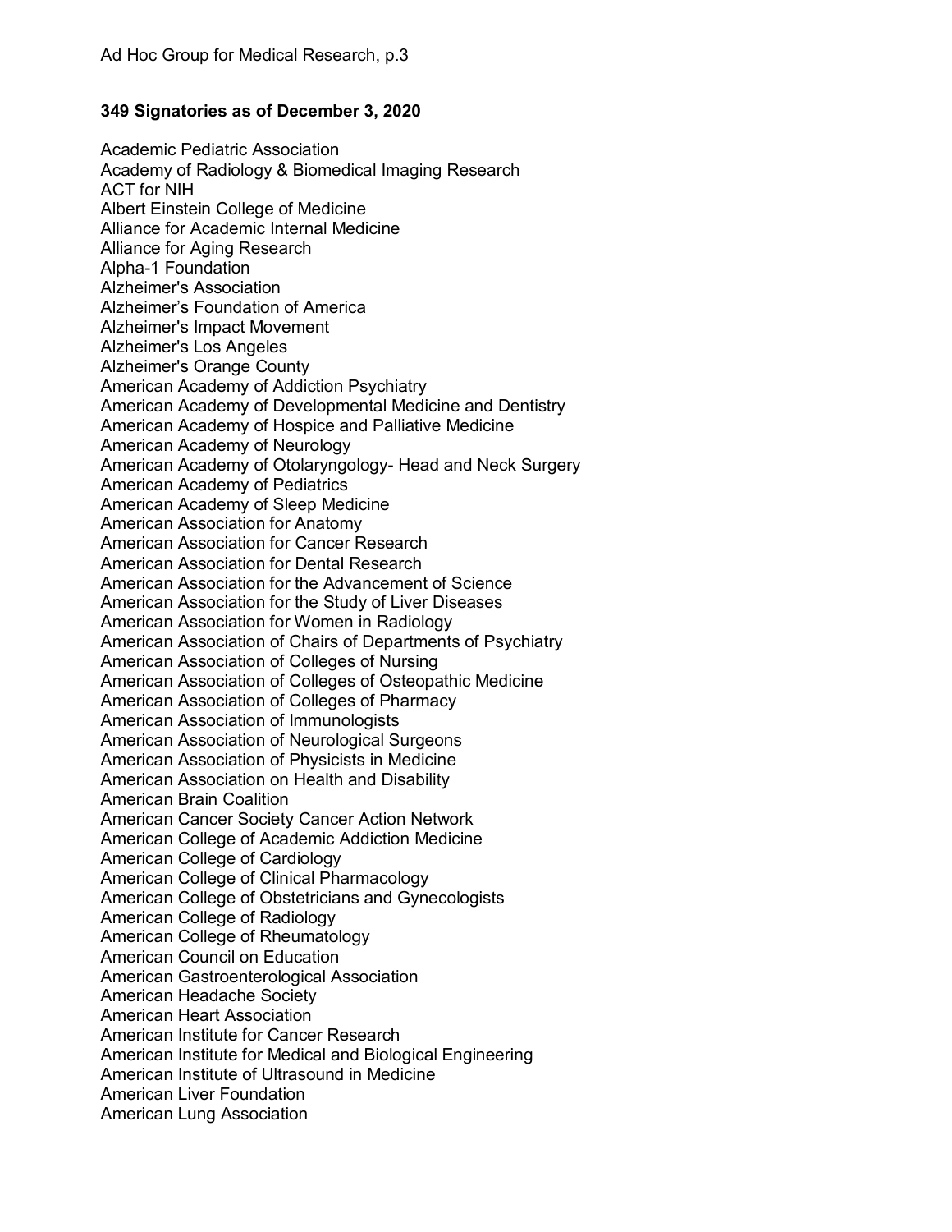**349 Signatories as of December 3, 2020**

Academic Pediatric Association
Academy of Radiology & Biomedical Imaging Research
ACT for NIH
Albert Einstein College of Medicine
Alliance for Academic Internal Medicine
Alliance for Aging Research
Alpha-1 Foundation
Alzheimer's Association
Alzheimer's Foundation of America
Alzheimer's Impact Movement
Alzheimer's Los Angeles
Alzheimer's Orange County
American Academy of Addiction Psychiatry
American Academy of Developmental Medicine and Dentistry
American Academy of Hospice and Palliative Medicine
American Academy of Neurology
American Academy of Otolaryngology- Head and Neck Surgery
American Academy of Pediatrics
American Academy of Sleep Medicine
American Association for Anatomy
American Association for Cancer Research
American Association for Dental Research
American Association for the Advancement of Science
American Association for the Study of Liver Diseases
American Association for Women in Radiology
American Association of Chairs of Departments of Psychiatry
American Association of Colleges of Nursing
American Association of Colleges of Osteopathic Medicine
American Association of Colleges of Pharmacy
American Association of Immunologists
American Association of Neurological Surgeons
American Association of Physicists in Medicine
American Association on Health and Disability
American Brain Coalition
American Cancer Society Cancer Action Network
American College of Academic Addiction Medicine
American College of Cardiology
American College of Clinical Pharmacology
American College of Obstetricians and Gynecologists
American College of Radiology
American College of Rheumatology
American Council on Education
American Gastroenterological Association
American Headache Society
American Heart Association
American Institute for Cancer Research
American Institute for Medical and Biological Engineering
American Institute of Ultrasound in Medicine
American Liver Foundation
American Lung Association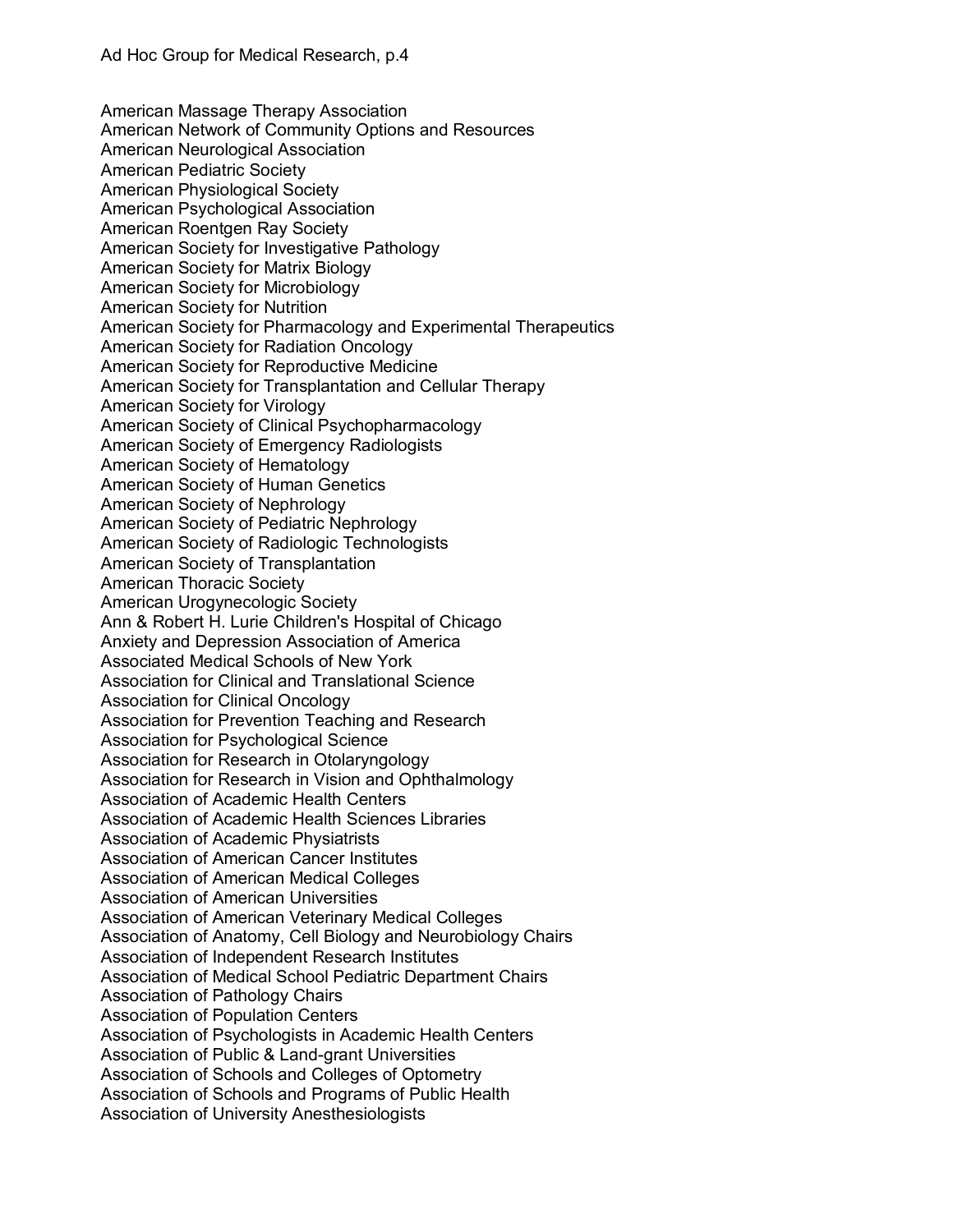American Massage Therapy Association
American Network of Community Options and Resources
American Neurological Association
American Pediatric Society
American Physiological Society
American Psychological Association
American Roentgen Ray Society
American Society for Investigative Pathology
American Society for Matrix Biology
American Society for Microbiology
American Society for Nutrition
American Society for Pharmacology and Experimental Therapeutics
American Society for Radiation Oncology
American Society for Reproductive Medicine
American Society for Transplantation and Cellular Therapy
American Society for Virology
American Society of Clinical Psychopharmacology
American Society of Emergency Radiologists
American Society of Hematology
American Society of Human Genetics
American Society of Nephrology
American Society of Pediatric Nephrology
American Society of Radiologic Technologists
American Society of Transplantation
American Thoracic Society
American Urogynecologic Society
Ann & Robert H. Lurie Children's Hospital of Chicago
Anxiety and Depression Association of America
Associated Medical Schools of New York
Association for Clinical and Translational Science
Association for Clinical Oncology
Association for Prevention Teaching and Research
Association for Psychological Science
Association for Research in Otolaryngology
Association for Research in Vision and Ophthalmology
Association of Academic Health Centers
Association of Academic Health Sciences Libraries
Association of Academic Physiatrists
Association of American Cancer Institutes
Association of American Medical Colleges
Association of American Universities
Association of American Veterinary Medical Colleges
Association of Anatomy, Cell Biology and Neurobiology Chairs
Association of Independent Research Institutes
Association of Medical School Pediatric Department Chairs
Association of Pathology Chairs
Association of Population Centers
Association of Psychologists in Academic Health Centers
Association of Public & Land-grant Universities
Association of Schools and Colleges of Optometry
Association of Schools and Programs of Public Health
Association of University Anesthesiologists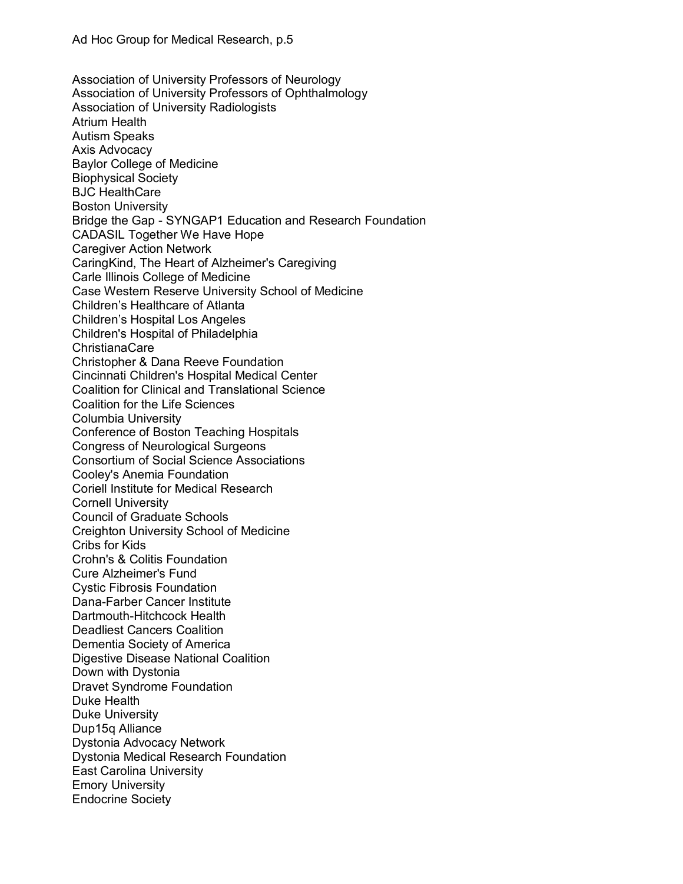Association of University Professors of Neurology
Association of University Professors of Ophthalmology
Association of University Radiologists
Atrium Health
Autism Speaks
Axis Advocacy
Baylor College of Medicine
Biophysical Society
BJC HealthCare
Boston University
Bridge the Gap - SYNGAP1 Education and Research Foundation
CADASIL Together We Have Hope
Caregiver Action Network
CaringKind, The Heart of Alzheimer's Caregiving
Carle Illinois College of Medicine
Case Western Reserve University School of Medicine
Children's Healthcare of Atlanta
Children's Hospital Los Angeles
Children's Hospital of Philadelphia
ChristianaCare
Christopher & Dana Reeve Foundation
Cincinnati Children's Hospital Medical Center
Coalition for Clinical and Translational Science
Coalition for the Life Sciences
Columbia University
Conference of Boston Teaching Hospitals
Congress of Neurological Surgeons
Consortium of Social Science Associations
Cooley's Anemia Foundation
Coriell Institute for Medical Research
Cornell University
Council of Graduate Schools
Creighton University School of Medicine
Cribs for Kids
Crohn's & Colitis Foundation
Cure Alzheimer's Fund
Cystic Fibrosis Foundation
Dana-Farber Cancer Institute
Dartmouth-Hitchcock Health
Deadliest Cancers Coalition
Dementia Society of America
Digestive Disease National Coalition
Down with Dystonia
Dravet Syndrome Foundation
Duke Health
Duke University
Dup15q Alliance
Dystonia Advocacy Network
Dystonia Medical Research Foundation
East Carolina University
Emory University
Endocrine Society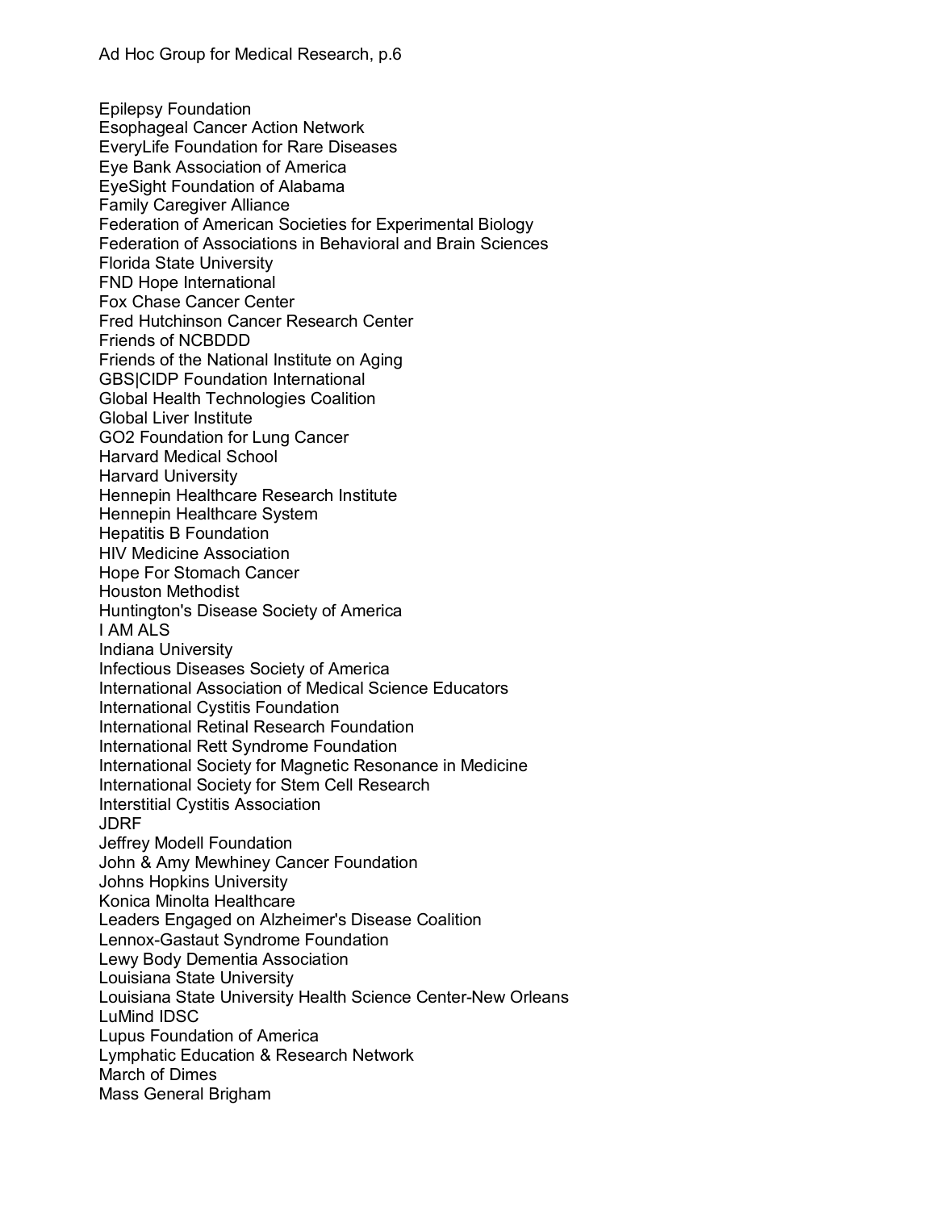Epilepsy Foundation
Esophageal Cancer Action Network
EveryLife Foundation for Rare Diseases
Eye Bank Association of America
EyeSight Foundation of Alabama
Family Caregiver Alliance
Federation of American Societies for Experimental Biology
Federation of Associations in Behavioral and Brain Sciences
Florida State University
FND Hope International
Fox Chase Cancer Center
Fred Hutchinson Cancer Research Center
Friends of NCBDDD
Friends of the National Institute on Aging
GBS|CIDP Foundation International
Global Health Technologies Coalition
Global Liver Institute
GO2 Foundation for Lung Cancer
Harvard Medical School
Harvard University
Hennepin Healthcare Research Institute
Hennepin Healthcare System
Hepatitis B Foundation
HIV Medicine Association
Hope For Stomach Cancer
Houston Methodist
Huntington's Disease Society of America
I AM ALS
Indiana University
Infectious Diseases Society of America
International Association of Medical Science Educators
International Cystitis Foundation
International Retinal Research Foundation
International Rett Syndrome Foundation
International Society for Magnetic Resonance in Medicine
International Society for Stem Cell Research
Interstitial Cystitis Association
JDRF
Jeffrey Modell Foundation
John & Amy Mewhiney Cancer Foundation
Johns Hopkins University
Konica Minolta Healthcare
Leaders Engaged on Alzheimer's Disease Coalition
Lennox-Gastaut Syndrome Foundation
Lewy Body Dementia Association
Louisiana State University
Louisiana State University Health Science Center-New Orleans
LuMind IDSC
Lupus Foundation of America
Lymphatic Education & Research Network
March of Dimes
Mass General Brigham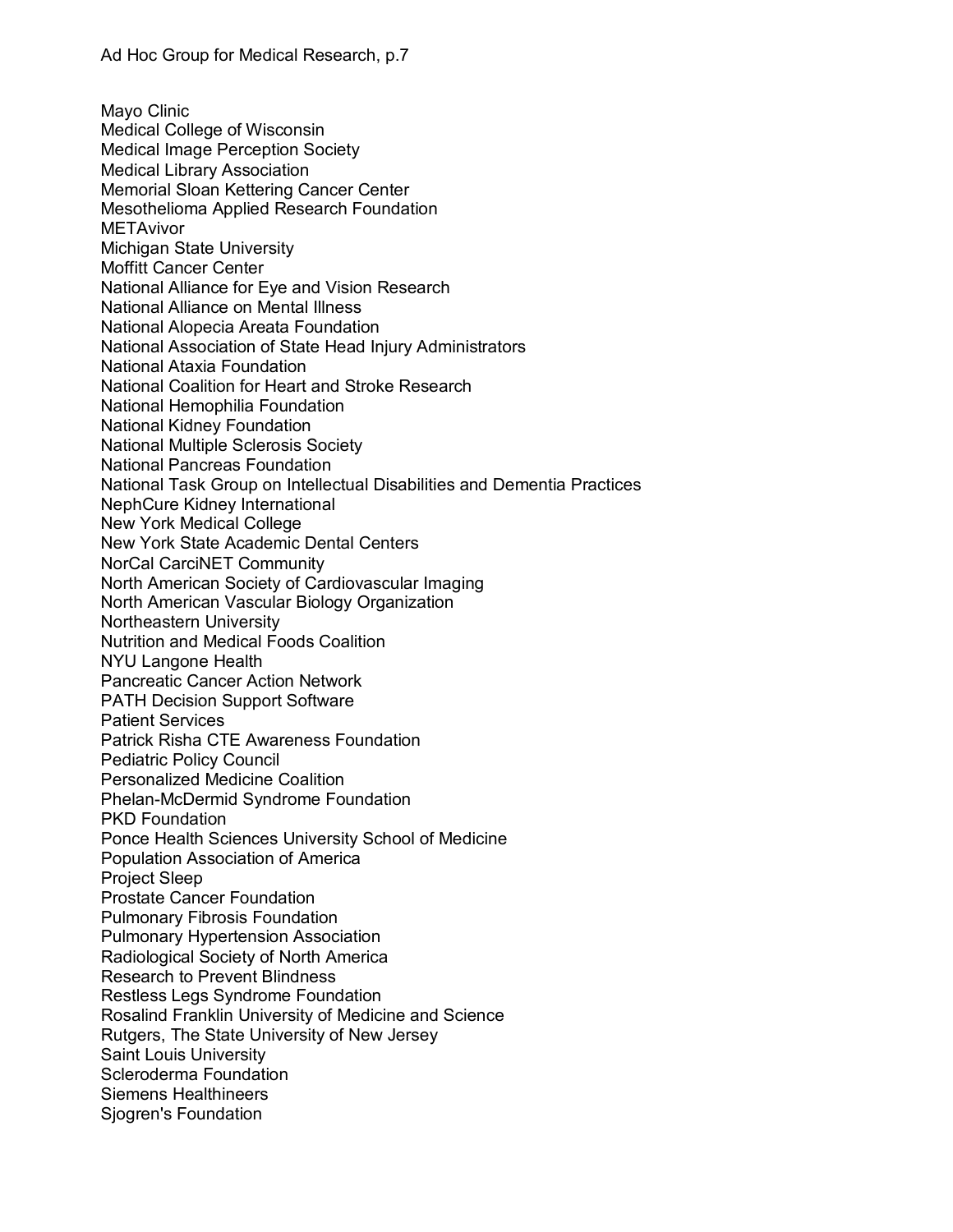Mayo Clinic
Medical College of Wisconsin
Medical Image Perception Society
Medical Library Association
Memorial Sloan Kettering Cancer Center
Mesothelioma Applied Research Foundation
METAvivor
Michigan State University
Moffitt Cancer Center
National Alliance for Eye and Vision Research
National Alliance on Mental Illness
National Alopecia Areata Foundation
National Association of State Head Injury Administrators
National Ataxia Foundation
National Coalition for Heart and Stroke Research
National Hemophilia Foundation
National Kidney Foundation
National Multiple Sclerosis Society
National Pancreas Foundation
National Task Group on Intellectual Disabilities and Dementia Practices
NephCure Kidney International
New York Medical College
New York State Academic Dental Centers
NorCal CarciNET Community
North American Society of Cardiovascular Imaging
North American Vascular Biology Organization
Northeastern University
Nutrition and Medical Foods Coalition
NYU Langone Health
Pancreatic Cancer Action Network
PATH Decision Support Software
Patient Services
Patrick Risha CTE Awareness Foundation
Pediatric Policy Council
Personalized Medicine Coalition
Phelan-McDermid Syndrome Foundation
PKD Foundation
Ponce Health Sciences University School of Medicine
Population Association of America
Project Sleep
Prostate Cancer Foundation
Pulmonary Fibrosis Foundation
Pulmonary Hypertension Association
Radiological Society of North America
Research to Prevent Blindness
Restless Legs Syndrome Foundation
Rosalind Franklin University of Medicine and Science
Rutgers, The State University of New Jersey
Saint Louis University
Scleroderma Foundation
Siemens Healthineers
Sjogren's Foundation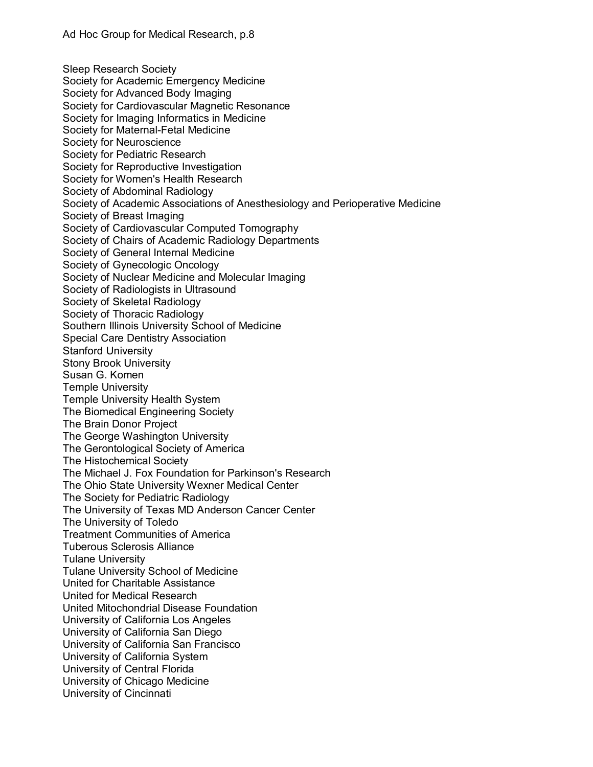Sleep Research Society
Society for Academic Emergency Medicine
Society for Advanced Body Imaging
Society for Cardiovascular Magnetic Resonance
Society for Imaging Informatics in Medicine
Society for Maternal-Fetal Medicine
Society for Neuroscience
Society for Pediatric Research
Society for Reproductive Investigation
Society for Women's Health Research
Society of Abdominal Radiology
Society of Academic Associations of Anesthesiology and Perioperative Medicine
Society of Breast Imaging
Society of Cardiovascular Computed Tomography
Society of Chairs of Academic Radiology Departments
Society of General Internal Medicine
Society of Gynecologic Oncology
Society of Nuclear Medicine and Molecular Imaging
Society of Radiologists in Ultrasound
Society of Skeletal Radiology
Society of Thoracic Radiology
Southern Illinois University School of Medicine
Special Care Dentistry Association
Stanford University
Stony Brook University
Susan G. Komen
Temple University
Temple University Health System
The Biomedical Engineering Society
The Brain Donor Project
The George Washington University
The Gerontological Society of America
The Histochemical Society
The Michael J. Fox Foundation for Parkinson's Research
The Ohio State University Wexner Medical Center
The Society for Pediatric Radiology
The University of Texas MD Anderson Cancer Center
The University of Toledo
Treatment Communities of America
Tuberous Sclerosis Alliance
Tulane University
Tulane University School of Medicine
United for Charitable Assistance
United for Medical Research
United Mitochondrial Disease Foundation
University of California Los Angeles
University of California San Diego
University of California San Francisco
University of California System
University of Central Florida
University of Chicago Medicine
University of Cincinnati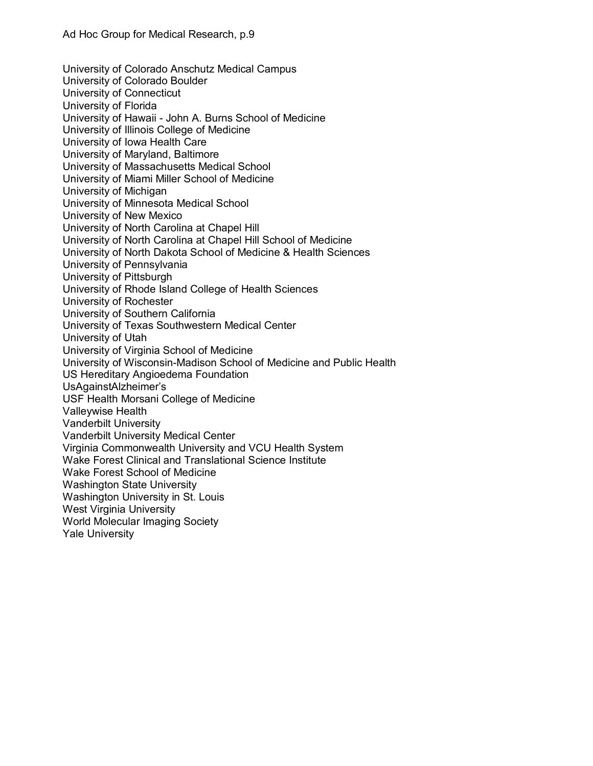University of Colorado Anschutz Medical Campus
University of Colorado Boulder
University of Connecticut
University of Florida
University of Hawaii - John A. Burns School of Medicine
University of Illinois College of Medicine
University of Iowa Health Care
University of Maryland, Baltimore
University of Massachusetts Medical School
University of Miami Miller School of Medicine
University of Michigan
University of Minnesota Medical School
University of New Mexico
University of North Carolina at Chapel Hill
University of North Carolina at Chapel Hill School of Medicine
University of North Dakota School of Medicine & Health Sciences
University of Pennsylvania
University of Pittsburgh
University of Rhode Island College of Health Sciences
University of Rochester
University of Southern California
University of Texas Southwestern Medical Center
University of Utah
University of Virginia School of Medicine
University of Wisconsin-Madison School of Medicine and Public Health
US Hereditary Angioedema Foundation
UsAgainstAlzheimer's
USF Health Morsani College of Medicine
Valleywise Health
Vanderbilt University
Vanderbilt University Medical Center
Virginia Commonwealth University and VCU Health System
Wake Forest Clinical and Translational Science Institute
Wake Forest School of Medicine
Washington State University
Washington University in St. Louis
West Virginia University
World Molecular Imaging Society
Yale University